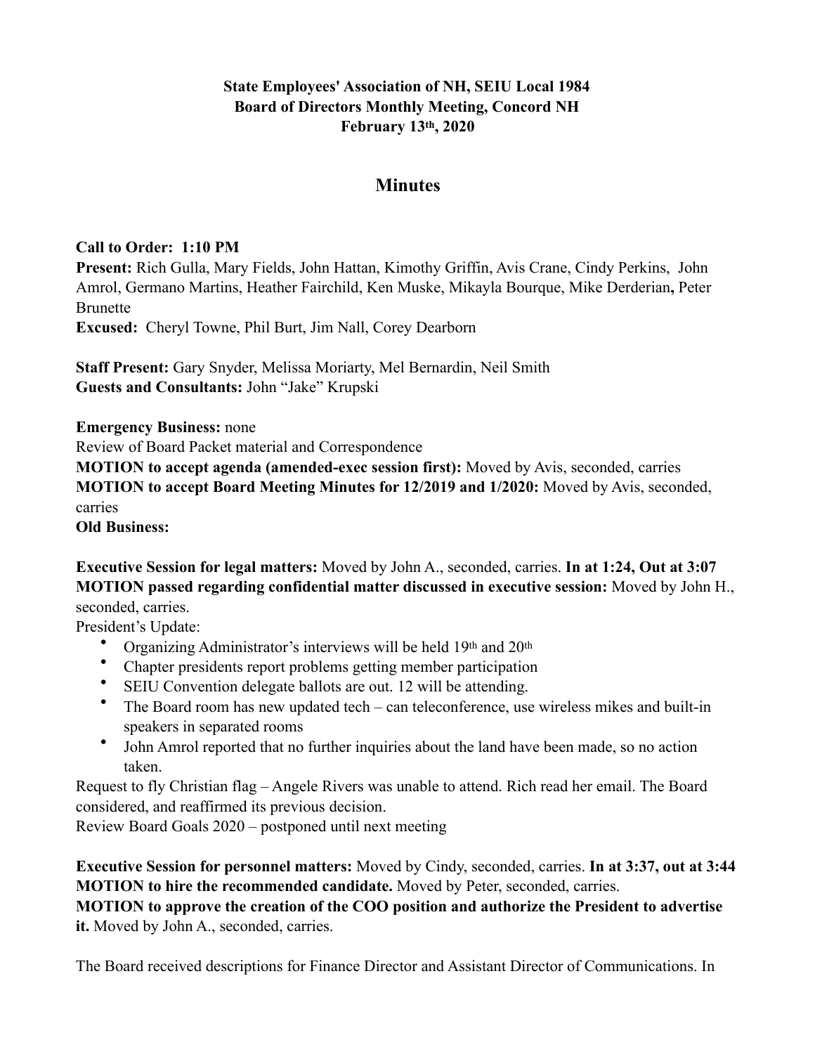**State Employees' Association of NH, SEIU Local 1984**
**Board of Directors Monthly Meeting, Concord NH**
**February 13th, 2020**

# Minutes

**Call to Order: 1:10 PM**
**Present:** Rich Gulla, Mary Fields, John Hattan, Kimothy Griffin, Avis Crane, Cindy Perkins, John Amrol, Germano Martins, Heather Fairchild, Ken Muske, Mikayla Bourque, Mike Derderian**,** Peter Brunette
**Excused:** Cheryl Towne, Phil Burt, Jim Nall, Corey Dearborn

**Staff Present:** Gary Snyder, Melissa Moriarty, Mel Bernardin, Neil Smith
**Guests and Consultants:** John "Jake" Krupski

**Emergency Business:** none
Review of Board Packet material and Correspondence
**MOTION to accept agenda (amended-exec session first):** Moved by Avis, seconded, carries
**MOTION to accept Board Meeting Minutes for 12/2019 and 1/2020:** Moved by Avis, seconded, carries
**Old Business:**

**Executive Session for legal matters:** Moved by John A., seconded, carries. **In at 1:24, Out at 3:07**
**MOTION passed regarding confidential matter discussed in executive session:** Moved by John H., seconded, carries.
President's Update:

- Organizing Administrator's interviews will be held 19th and 20th
- Chapter presidents report problems getting member participation
- SEIU Convention delegate ballots are out. 12 will be attending.
- The Board room has new updated tech – can teleconference, use wireless mikes and built-in speakers in separated rooms
- John Amrol reported that no further inquiries about the land have been made, so no action taken.

Request to fly Christian flag – Angele Rivers was unable to attend. Rich read her email. The Board considered, and reaffirmed its previous decision.
Review Board Goals 2020 – postponed until next meeting

**Executive Session for personnel matters:** Moved by Cindy, seconded, carries. **In at 3:37, out at 3:44**
**MOTION to hire the recommended candidate.** Moved by Peter, seconded, carries.
**MOTION to approve the creation of the COO position and authorize the President to advertise it.** Moved by John A., seconded, carries.

The Board received descriptions for Finance Director and Assistant Director of Communications. In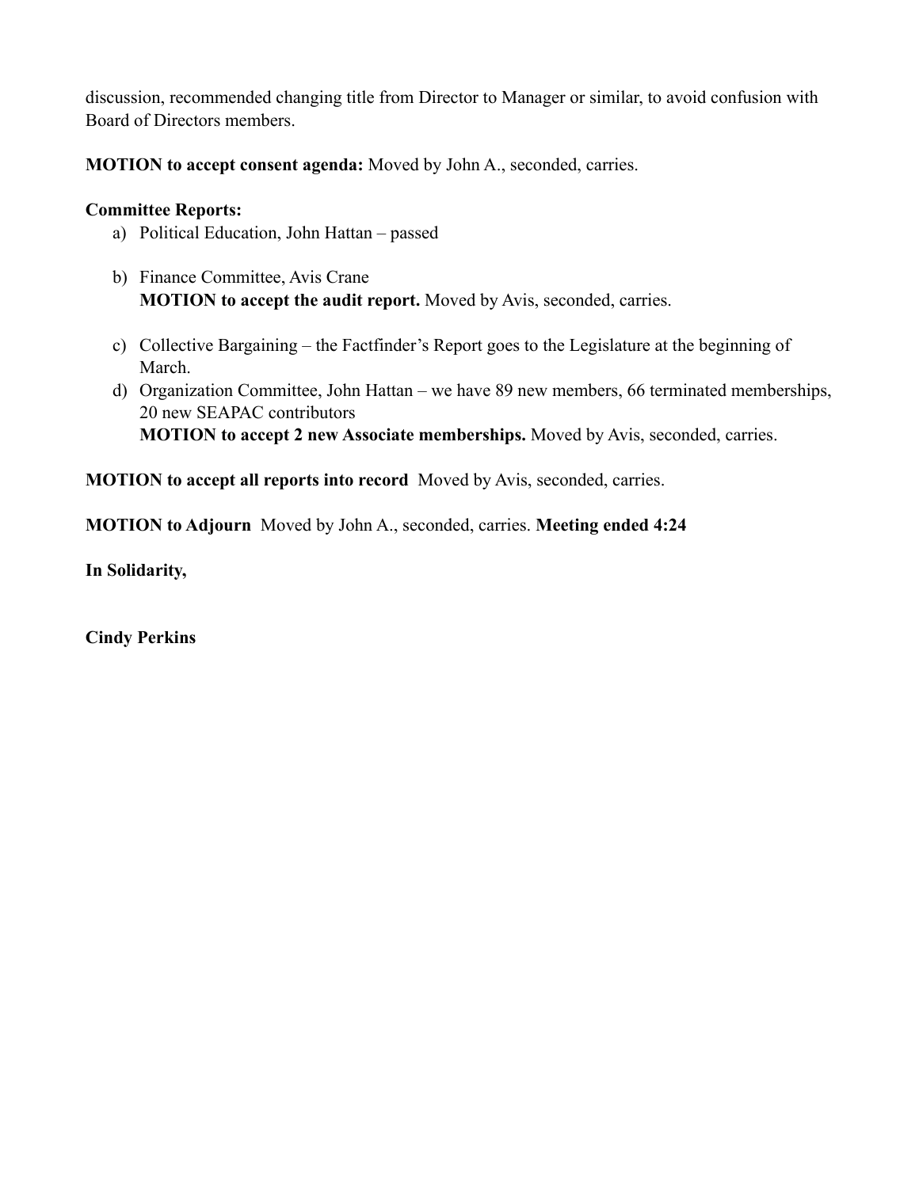discussion, recommended changing title from Director to Manager or similar, to avoid confusion with Board of Directors members.

**MOTION to accept consent agenda:** Moved by John A., seconded, carries.

**Committee Reports:**

a) Political Education, John Hattan – passed

b) Finance Committee, Avis Crane
   **MOTION to accept the audit report.** Moved by Avis, seconded, carries.

c) Collective Bargaining – the Factfinder's Report goes to the Legislature at the beginning of March.

d) Organization Committee, John Hattan – we have 89 new members, 66 terminated memberships, 20 new SEAPAC contributors
   **MOTION to accept 2 new Associate memberships.** Moved by Avis, seconded, carries.

**MOTION to accept all reports into record** Moved by Avis, seconded, carries.

**MOTION to Adjourn** Moved by John A., seconded, carries. **Meeting ended 4:24**

**In Solidarity,**

**Cindy Perkins**